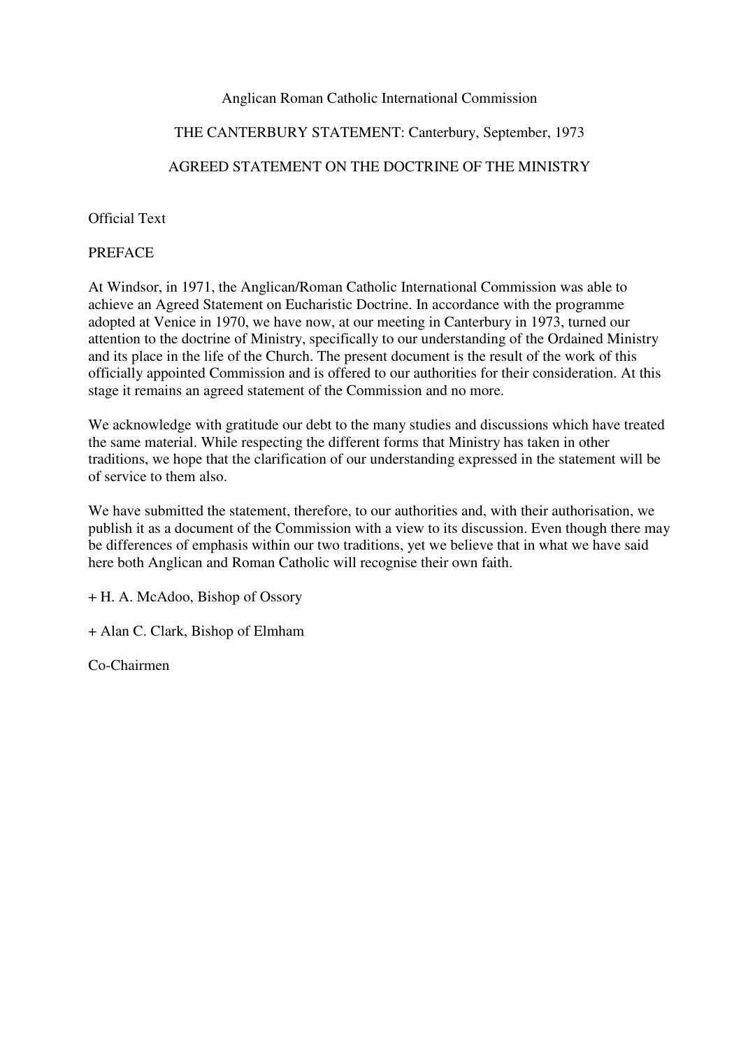Anglican Roman Catholic International Commission

# THE CANTERBURY STATEMENT: Canterbury, September, 1973

## AGREED STATEMENT ON THE DOCTRINE OF THE MINISTRY

Official Text

### PREFACE

At Windsor, in 1971, the Anglican/Roman Catholic International Commission was able to achieve an Agreed Statement on Eucharistic Doctrine. In accordance with the programme adopted at Venice in 1970, we have now, at our meeting in Canterbury in 1973, turned our attention to the doctrine of Ministry, specifically to our understanding of the Ordained Ministry and its place in the life of the Church. The present document is the result of the work of this officially appointed Commission and is offered to our authorities for their consideration. At this stage it remains an agreed statement of the Commission and no more.

We acknowledge with gratitude our debt to the many studies and discussions which have treated the same material. While respecting the different forms that Ministry has taken in other traditions, we hope that the clarification of our understanding expressed in the statement will be of service to them also.

We have submitted the statement, therefore, to our authorities and, with their authorisation, we publish it as a document of the Commission with a view to its discussion. Even though there may be differences of emphasis within our two traditions, yet we believe that in what we have said here both Anglican and Roman Catholic will recognise their own faith.

+ H. A. McAdoo, Bishop of Ossory

+ Alan C. Clark, Bishop of Elmham

Co-Chairmen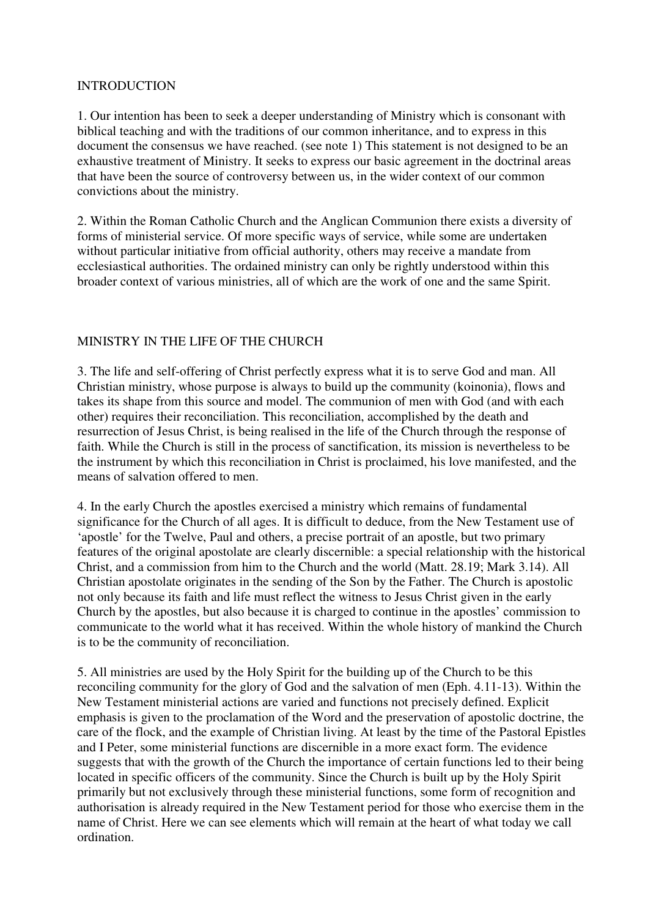## INTRODUCTION

1. Our intention has been to seek a deeper understanding of Ministry which is consonant with biblical teaching and with the traditions of our common inheritance, and to express in this document the consensus we have reached. (see note 1) This statement is not designed to be an exhaustive treatment of Ministry. It seeks to express our basic agreement in the doctrinal areas that have been the source of controversy between us, in the wider context of our common convictions about the ministry.

2. Within the Roman Catholic Church and the Anglican Communion there exists a diversity of forms of ministerial service. Of more specific ways of service, while some are undertaken without particular initiative from official authority, others may receive a mandate from ecclesiastical authorities. The ordained ministry can only be rightly understood within this broader context of various ministries, all of which are the work of one and the same Spirit.

## MINISTRY IN THE LIFE OF THE CHURCH

3. The life and self-offering of Christ perfectly express what it is to serve God and man. All Christian ministry, whose purpose is always to build up the community (koinonia), flows and takes its shape from this source and model. The communion of men with God (and with each other) requires their reconciliation. This reconciliation, accomplished by the death and resurrection of Jesus Christ, is being realised in the life of the Church through the response of faith. While the Church is still in the process of sanctification, its mission is nevertheless to be the instrument by which this reconciliation in Christ is proclaimed, his love manifested, and the means of salvation offered to men.

4. In the early Church the apostles exercised a ministry which remains of fundamental significance for the Church of all ages. It is difficult to deduce, from the New Testament use of 'apostle' for the Twelve, Paul and others, a precise portrait of an apostle, but two primary features of the original apostolate are clearly discernible: a special relationship with the historical Christ, and a commission from him to the Church and the world (Matt. 28.19; Mark 3.14). All Christian apostolate originates in the sending of the Son by the Father. The Church is apostolic not only because its faith and life must reflect the witness to Jesus Christ given in the early Church by the apostles, but also because it is charged to continue in the apostles' commission to communicate to the world what it has received. Within the whole history of mankind the Church is to be the community of reconciliation.

5. All ministries are used by the Holy Spirit for the building up of the Church to be this reconciling community for the glory of God and the salvation of men (Eph. 4.11-13). Within the New Testament ministerial actions are varied and functions not precisely defined. Explicit emphasis is given to the proclamation of the Word and the preservation of apostolic doctrine, the care of the flock, and the example of Christian living. At least by the time of the Pastoral Epistles and I Peter, some ministerial functions are discernible in a more exact form. The evidence suggests that with the growth of the Church the importance of certain functions led to their being located in specific officers of the community. Since the Church is built up by the Holy Spirit primarily but not exclusively through these ministerial functions, some form of recognition and authorisation is already required in the New Testament period for those who exercise them in the name of Christ. Here we can see elements which will remain at the heart of what today we call ordination.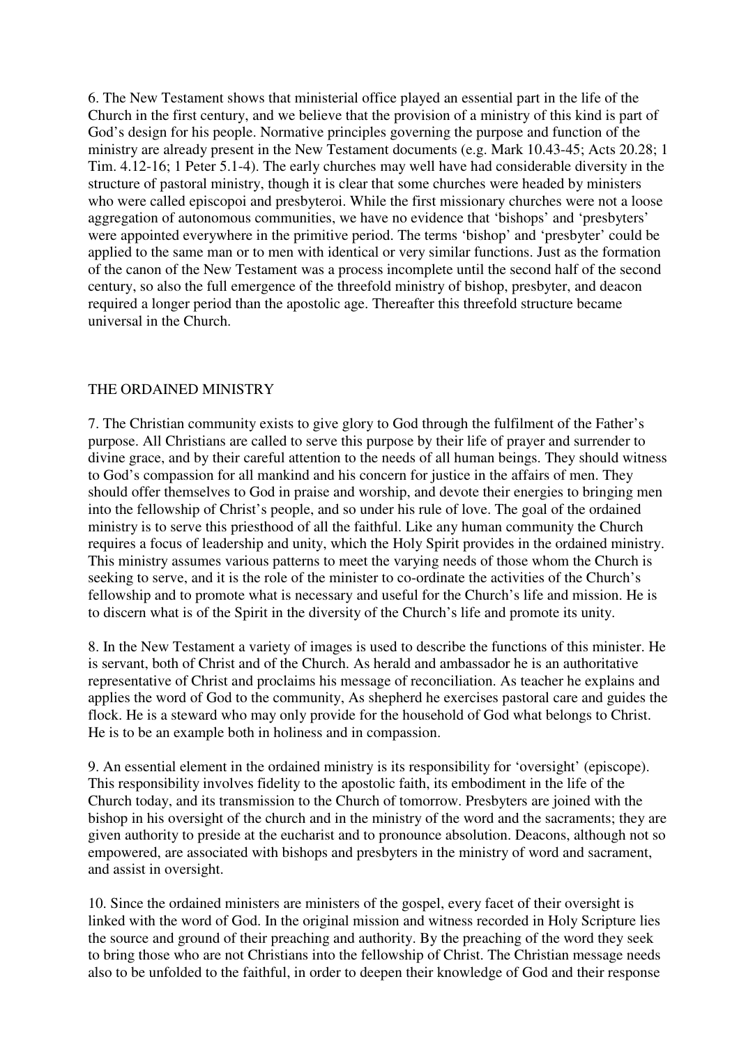6. The New Testament shows that ministerial office played an essential part in the life of the Church in the first century, and we believe that the provision of a ministry of this kind is part of God's design for his people. Normative principles governing the purpose and function of the ministry are already present in the New Testament documents (e.g. Mark 10.43-45; Acts 20.28; 1 Tim. 4.12-16; 1 Peter 5.1-4). The early churches may well have had considerable diversity in the structure of pastoral ministry, though it is clear that some churches were headed by ministers who were called episcopoi and presbyteroi. While the first missionary churches were not a loose aggregation of autonomous communities, we have no evidence that 'bishops' and 'presbyters' were appointed everywhere in the primitive period. The terms 'bishop' and 'presbyter' could be applied to the same man or to men with identical or very similar functions. Just as the formation of the canon of the New Testament was a process incomplete until the second half of the second century, so also the full emergence of the threefold ministry of bishop, presbyter, and deacon required a longer period than the apostolic age. Thereafter this threefold structure became universal in the Church.

## THE ORDAINED MINISTRY

7. The Christian community exists to give glory to God through the fulfilment of the Father's purpose. All Christians are called to serve this purpose by their life of prayer and surrender to divine grace, and by their careful attention to the needs of all human beings. They should witness to God's compassion for all mankind and his concern for justice in the affairs of men. They should offer themselves to God in praise and worship, and devote their energies to bringing men into the fellowship of Christ's people, and so under his rule of love. The goal of the ordained ministry is to serve this priesthood of all the faithful. Like any human community the Church requires a focus of leadership and unity, which the Holy Spirit provides in the ordained ministry. This ministry assumes various patterns to meet the varying needs of those whom the Church is seeking to serve, and it is the role of the minister to co-ordinate the activities of the Church's fellowship and to promote what is necessary and useful for the Church's life and mission. He is to discern what is of the Spirit in the diversity of the Church's life and promote its unity.

8. In the New Testament a variety of images is used to describe the functions of this minister. He is servant, both of Christ and of the Church. As herald and ambassador he is an authoritative representative of Christ and proclaims his message of reconciliation. As teacher he explains and applies the word of God to the community, As shepherd he exercises pastoral care and guides the flock. He is a steward who may only provide for the household of God what belongs to Christ. He is to be an example both in holiness and in compassion.

9. An essential element in the ordained ministry is its responsibility for 'oversight' (episcope). This responsibility involves fidelity to the apostolic faith, its embodiment in the life of the Church today, and its transmission to the Church of tomorrow. Presbyters are joined with the bishop in his oversight of the church and in the ministry of the word and the sacraments; they are given authority to preside at the eucharist and to pronounce absolution. Deacons, although not so empowered, are associated with bishops and presbyters in the ministry of word and sacrament, and assist in oversight.

10. Since the ordained ministers are ministers of the gospel, every facet of their oversight is linked with the word of God. In the original mission and witness recorded in Holy Scripture lies the source and ground of their preaching and authority. By the preaching of the word they seek to bring those who are not Christians into the fellowship of Christ. The Christian message needs also to be unfolded to the faithful, in order to deepen their knowledge of God and their response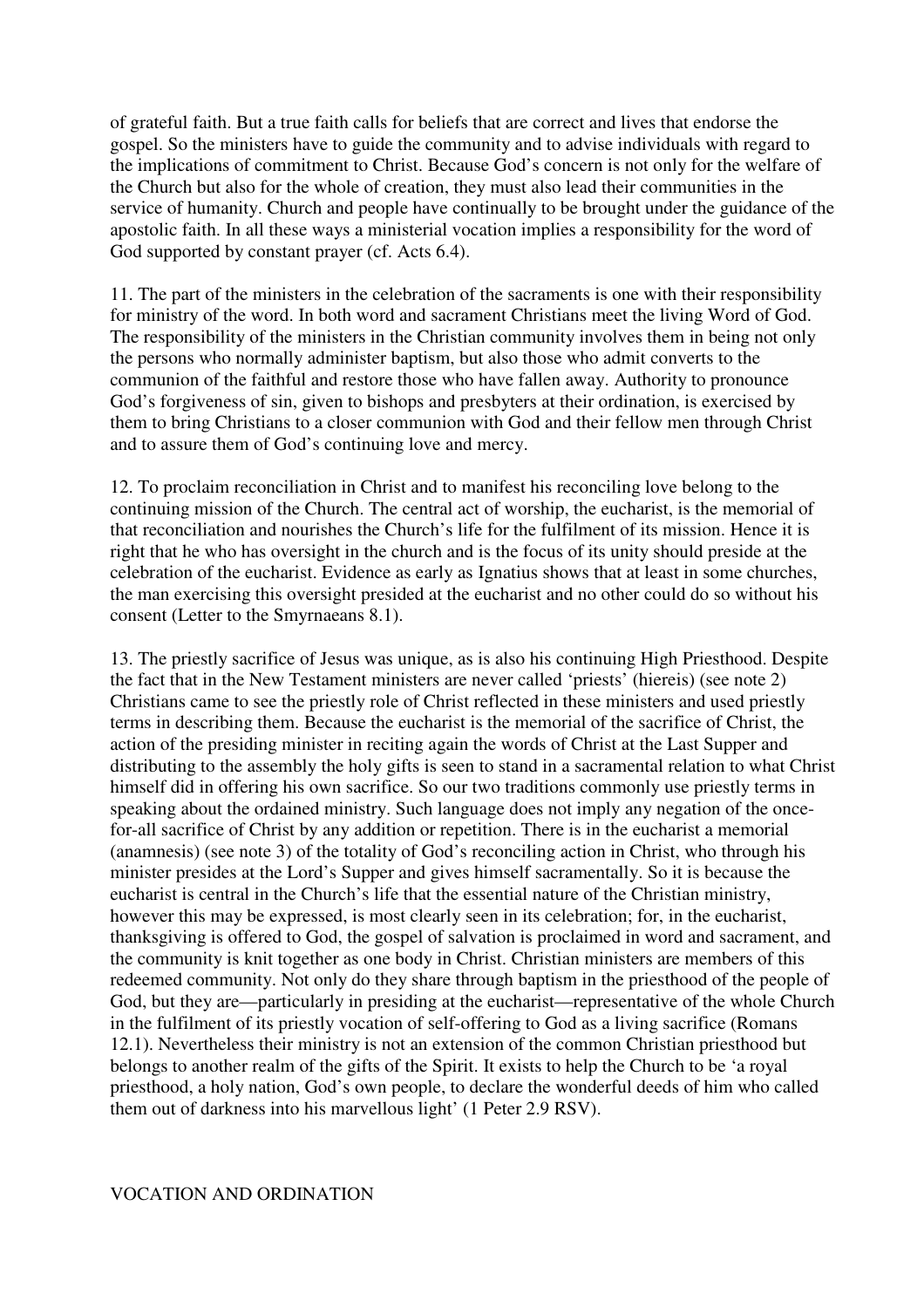of grateful faith. But a true faith calls for beliefs that are correct and lives that endorse the gospel. So the ministers have to guide the community and to advise individuals with regard to the implications of commitment to Christ. Because God's concern is not only for the welfare of the Church but also for the whole of creation, they must also lead their communities in the service of humanity. Church and people have continually to be brought under the guidance of the apostolic faith. In all these ways a ministerial vocation implies a responsibility for the word of God supported by constant prayer (cf. Acts 6.4).

11. The part of the ministers in the celebration of the sacraments is one with their responsibility for ministry of the word. In both word and sacrament Christians meet the living Word of God. The responsibility of the ministers in the Christian community involves them in being not only the persons who normally administer baptism, but also those who admit converts to the communion of the faithful and restore those who have fallen away. Authority to pronounce God's forgiveness of sin, given to bishops and presbyters at their ordination, is exercised by them to bring Christians to a closer communion with God and their fellow men through Christ and to assure them of God's continuing love and mercy.

12. To proclaim reconciliation in Christ and to manifest his reconciling love belong to the continuing mission of the Church. The central act of worship, the eucharist, is the memorial of that reconciliation and nourishes the Church's life for the fulfilment of its mission. Hence it is right that he who has oversight in the church and is the focus of its unity should preside at the celebration of the eucharist. Evidence as early as Ignatius shows that at least in some churches, the man exercising this oversight presided at the eucharist and no other could do so without his consent (Letter to the Smyrnaeans 8.1).

13. The priestly sacrifice of Jesus was unique, as is also his continuing High Priesthood. Despite the fact that in the New Testament ministers are never called 'priests' (hiereis) (see note 2) Christians came to see the priestly role of Christ reflected in these ministers and used priestly terms in describing them. Because the eucharist is the memorial of the sacrifice of Christ, the action of the presiding minister in reciting again the words of Christ at the Last Supper and distributing to the assembly the holy gifts is seen to stand in a sacramental relation to what Christ himself did in offering his own sacrifice. So our two traditions commonly use priestly terms in speaking about the ordained ministry. Such language does not imply any negation of the once-for-all sacrifice of Christ by any addition or repetition. There is in the eucharist a memorial (anamnesis) (see note 3) of the totality of God's reconciling action in Christ, who through his minister presides at the Lord's Supper and gives himself sacramentally. So it is because the eucharist is central in the Church's life that the essential nature of the Christian ministry, however this may be expressed, is most clearly seen in its celebration; for, in the eucharist, thanksgiving is offered to God, the gospel of salvation is proclaimed in word and sacrament, and the community is knit together as one body in Christ. Christian ministers are members of this redeemed community. Not only do they share through baptism in the priesthood of the people of God, but they are—particularly in presiding at the eucharist—representative of the whole Church in the fulfilment of its priestly vocation of self-offering to God as a living sacrifice (Romans 12.1). Nevertheless their ministry is not an extension of the common Christian priesthood but belongs to another realm of the gifts of the Spirit. It exists to help the Church to be 'a royal priesthood, a holy nation, God's own people, to declare the wonderful deeds of him who called them out of darkness into his marvellous light' (1 Peter 2.9 RSV).

## VOCATION AND ORDINATION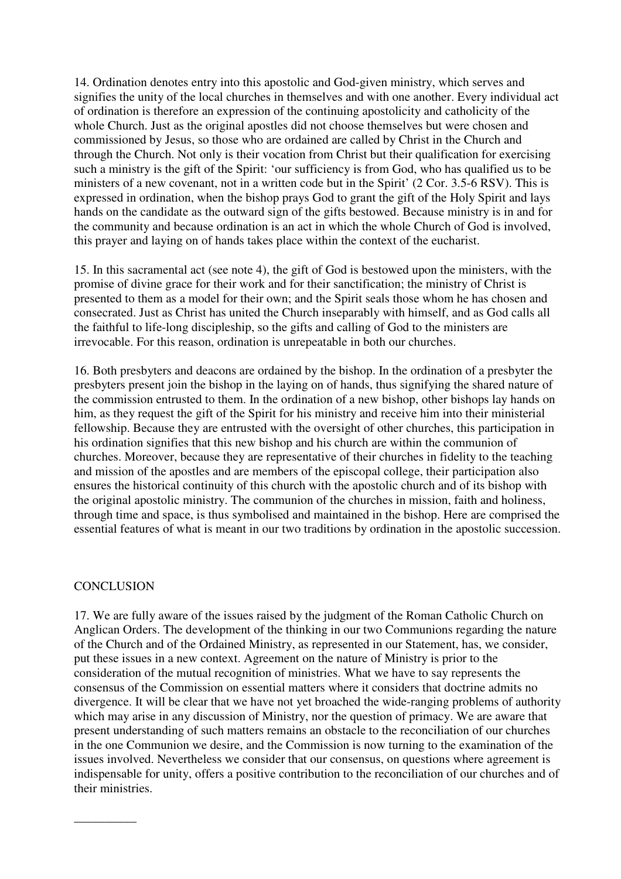14. Ordination denotes entry into this apostolic and God-given ministry, which serves and signifies the unity of the local churches in themselves and with one another. Every individual act of ordination is therefore an expression of the continuing apostolicity and catholicity of the whole Church. Just as the original apostles did not choose themselves but were chosen and commissioned by Jesus, so those who are ordained are called by Christ in the Church and through the Church. Not only is their vocation from Christ but their qualification for exercising such a ministry is the gift of the Spirit: 'our sufficiency is from God, who has qualified us to be ministers of a new covenant, not in a written code but in the Spirit' (2 Cor. 3.5-6 RSV). This is expressed in ordination, when the bishop prays God to grant the gift of the Holy Spirit and lays hands on the candidate as the outward sign of the gifts bestowed. Because ministry is in and for the community and because ordination is an act in which the whole Church of God is involved, this prayer and laying on of hands takes place within the context of the eucharist.

15. In this sacramental act (see note 4), the gift of God is bestowed upon the ministers, with the promise of divine grace for their work and for their sanctification; the ministry of Christ is presented to them as a model for their own; and the Spirit seals those whom he has chosen and consecrated. Just as Christ has united the Church inseparably with himself, and as God calls all the faithful to life-long discipleship, so the gifts and calling of God to the ministers are irrevocable. For this reason, ordination is unrepeatable in both our churches.

16. Both presbyters and deacons are ordained by the bishop. In the ordination of a presbyter the presbyters present join the bishop in the laying on of hands, thus signifying the shared nature of the commission entrusted to them. In the ordination of a new bishop, other bishops lay hands on him, as they request the gift of the Spirit for his ministry and receive him into their ministerial fellowship. Because they are entrusted with the oversight of other churches, this participation in his ordination signifies that this new bishop and his church are within the communion of churches. Moreover, because they are representative of their churches in fidelity to the teaching and mission of the apostles and are members of the episcopal college, their participation also ensures the historical continuity of this church with the apostolic church and of its bishop with the original apostolic ministry. The communion of the churches in mission, faith and holiness, through time and space, is thus symbolised and maintained in the bishop. Here are comprised the essential features of what is meant in our two traditions by ordination in the apostolic succession.

## CONCLUSION

17. We are fully aware of the issues raised by the judgment of the Roman Catholic Church on Anglican Orders. The development of the thinking in our two Communions regarding the nature of the Church and of the Ordained Ministry, as represented in our Statement, has, we consider, put these issues in a new context. Agreement on the nature of Ministry is prior to the consideration of the mutual recognition of ministries. What we have to say represents the consensus of the Commission on essential matters where it considers that doctrine admits no divergence. It will be clear that we have not yet broached the wide-ranging problems of authority which may arise in any discussion of Ministry, nor the question of primacy. We are aware that present understanding of such matters remains an obstacle to the reconciliation of our churches in the one Communion we desire, and the Commission is now turning to the examination of the issues involved. Nevertheless we consider that our consensus, on questions where agreement is indispensable for unity, offers a positive contribution to the reconciliation of our churches and of their ministries.

__________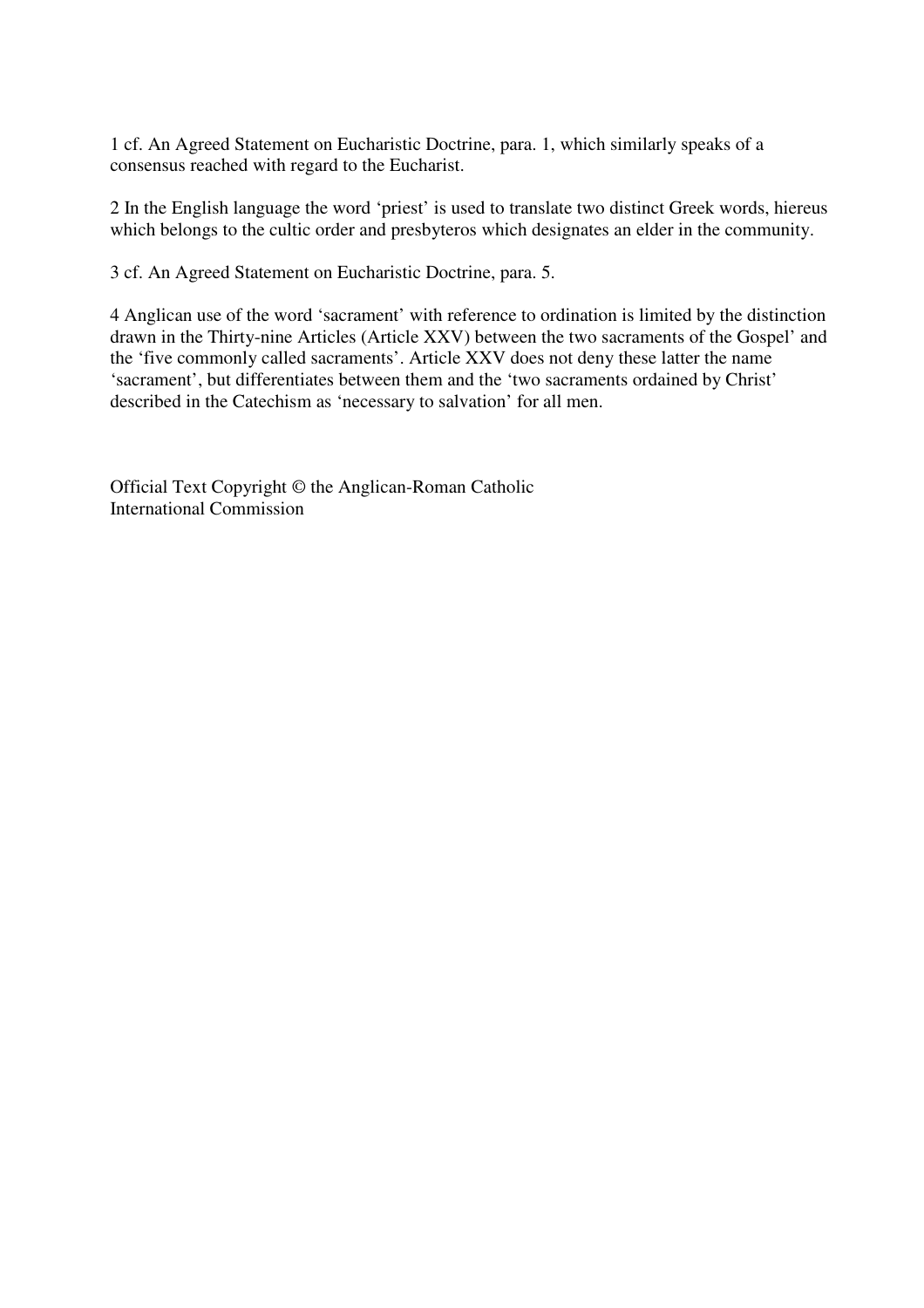1 cf. An Agreed Statement on Eucharistic Doctrine, para. 1, which similarly speaks of a consensus reached with regard to the Eucharist.

2 In the English language the word 'priest' is used to translate two distinct Greek words, hiereus which belongs to the cultic order and presbyteros which designates an elder in the community.

3 cf. An Agreed Statement on Eucharistic Doctrine, para. 5.

4 Anglican use of the word 'sacrament' with reference to ordination is limited by the distinction drawn in the Thirty-nine Articles (Article XXV) between the two sacraments of the Gospel' and the 'five commonly called sacraments'. Article XXV does not deny these latter the name 'sacrament', but differentiates between them and the 'two sacraments ordained by Christ' described in the Catechism as 'necessary to salvation' for all men.

Official Text Copyright © the Anglican-Roman Catholic International Commission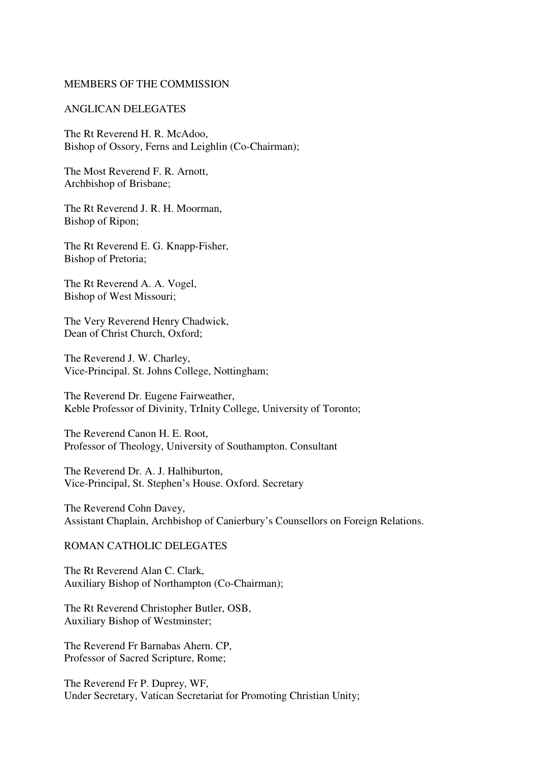MEMBERS OF THE COMMISSION

ANGLICAN DELEGATES

The Rt Reverend H. R. McAdoo,
Bishop of Ossory, Ferns and Leighlin (Co-Chairman);

The Most Reverend F. R. Arnott,
Archbishop of Brisbane;

The Rt Reverend J. R. H. Moorman,
Bishop of Ripon;

The Rt Reverend E. G. Knapp-Fisher,
Bishop of Pretoria;

The Rt Reverend A. A. Vogel,
Bishop of West Missouri;

The Very Reverend Henry Chadwick,
Dean of Christ Church, Oxford;

The Reverend J. W. Charley,
Vice-Principal. St. Johns College, Nottingham;

The Reverend Dr. Eugene Fairweather,
Keble Professor of Divinity, TrInity College, University of Toronto;

The Reverend Canon H. E. Root,
Professor of Theology, University of Southampton. Consultant

The Reverend Dr. A. J. Halhiburton,
Vice-Principal, St. Stephen's House. Oxford. Secretary

The Reverend Cohn Davey,
Assistant Chaplain, Archbishop of Canierbury's Counsellors on Foreign Relations.

ROMAN CATHOLIC DELEGATES

The Rt Reverend Alan C. Clark,
Auxiliary Bishop of Northampton (Co-Chairman);

The Rt Reverend Christopher Butler, OSB,
Auxiliary Bishop of Westminster;

The Reverend Fr Barnabas Ahern. CP,
Professor of Sacred Scripture, Rome;

The Reverend Fr P. Duprey, WF,
Under Secretary, Vatican Secretariat for Promoting Christian Unity;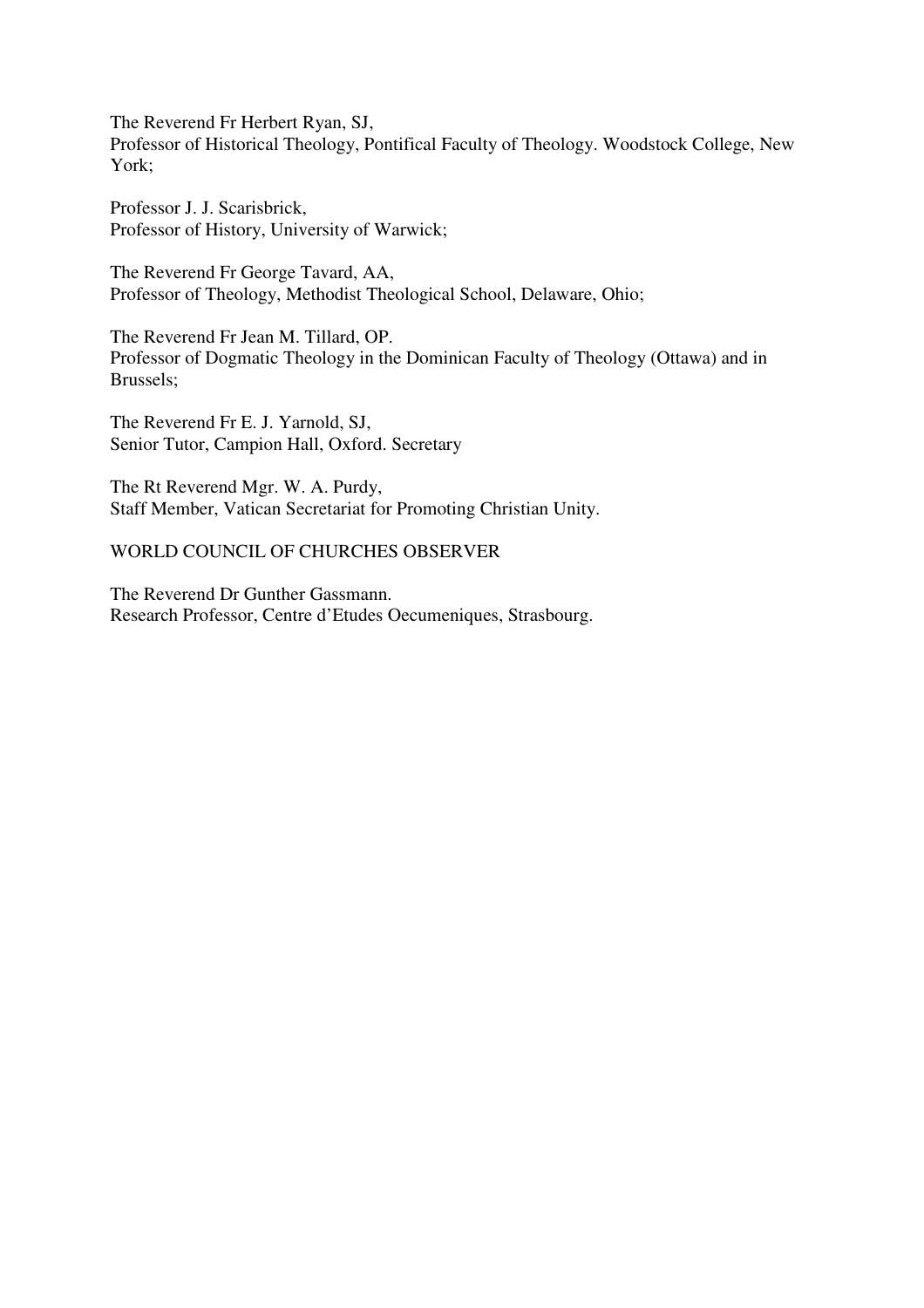The Reverend Fr Herbert Ryan, SJ,
Professor of Historical Theology, Pontifical Faculty of Theology. Woodstock College, New York;

Professor J. J. Scarisbrick,
Professor of History, University of Warwick;

The Reverend Fr George Tavard, AA,
Professor of Theology, Methodist Theological School, Delaware, Ohio;

The Reverend Fr Jean M. Tillard, OP.
Professor of Dogmatic Theology in the Dominican Faculty of Theology (Ottawa) and in Brussels;

The Reverend Fr E. J. Yarnold, SJ,
Senior Tutor, Campion Hall, Oxford. Secretary

The Rt Reverend Mgr. W. A. Purdy,
Staff Member, Vatican Secretariat for Promoting Christian Unity.

WORLD COUNCIL OF CHURCHES OBSERVER

The Reverend Dr Gunther Gassmann.
Research Professor, Centre d'Etudes Oecumeniques, Strasbourg.